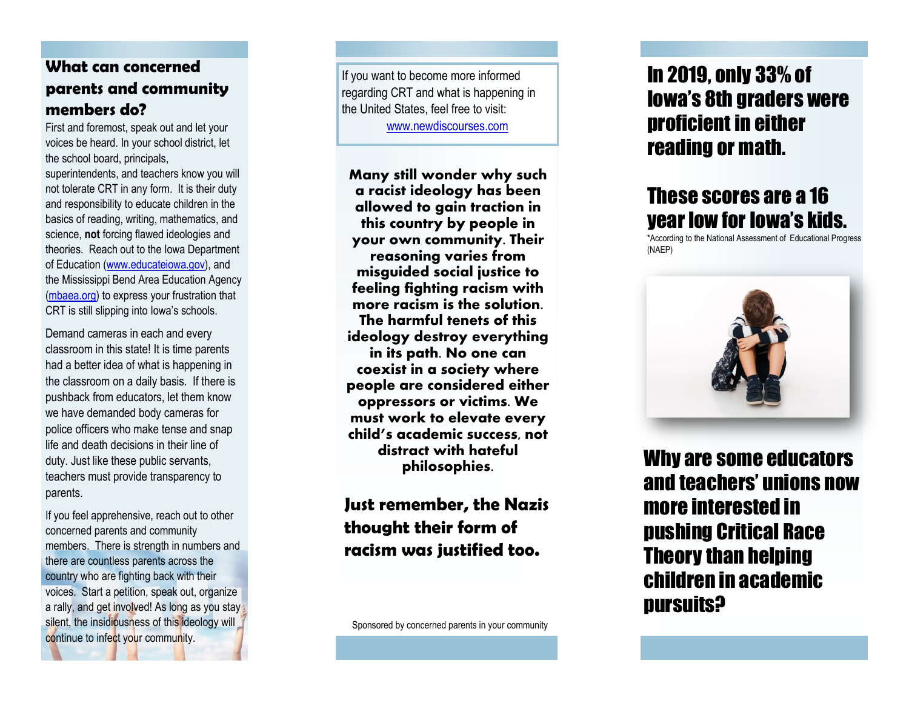## What can concerned parents and community members do?

First and foremost, speak out and let your voices be heard. In your school district, let the school board, principals, superintendents, and teachers know you will not tolerate CRT in any form. It is their duty and responsibility to educate children in the basics of reading, writing, mathematics, and science, **not** forcing flawed ideologies and theories. Reach out to the Iowa Department of Education (www.educateiowa.gov), and the Mississippi Bend Area Education Agency (mbaea.org) to express your frustration that CRT is still slipping into Iowa's schools.

Demand cameras in each and every classroom in this state! It is time parents had a better idea of what is happening in the classroom on a daily basis. If there is pushback from educators, let them know we have demanded body cameras for police officers who make tense and snap life and death decisions in their line of duty. Just like these public servants, teachers must provide transparency to parents.

If you feel apprehensive, reach out to other concerned parents and community members. There is strength in numbers and there are countless parents across the country who are fighting back with their voices. Start a petition, speak out, organize a rally, and get involved! As long as you stay silent, the insidiousness of this ideology will continue to infect your community.

If you want to become more informed regarding CRT and what is happening in the United States, feel free to visit: www.newdiscourses.com

**Many still wonder why such a racist ideology has been allowed to gain traction in this country by people in your own community. Their reasoning varies from misguided social justice to feeling fighting racism with more racism is the solution. The harmful tenets of this ideology destroy everything in its path. No one can coexist in a society where people are considered either oppressors or victims. We must work to elevate every child's academic success, not distract with hateful philosophies.**

**Just remember, the Nazis thought their form of racism was justified too.**

Sponsored by concerned parents in your community

# In 2019, only 33% of Iowa's 8th graders were proficient in either reading or math.

# These scores are a 16 year low for Iowa's kids.

*According to the National Assessment of Educational Progress (NAEP)

# Why are some educators and teachers' unions now more interested in pushing Critical Race Theory than helping children in academic pursuits?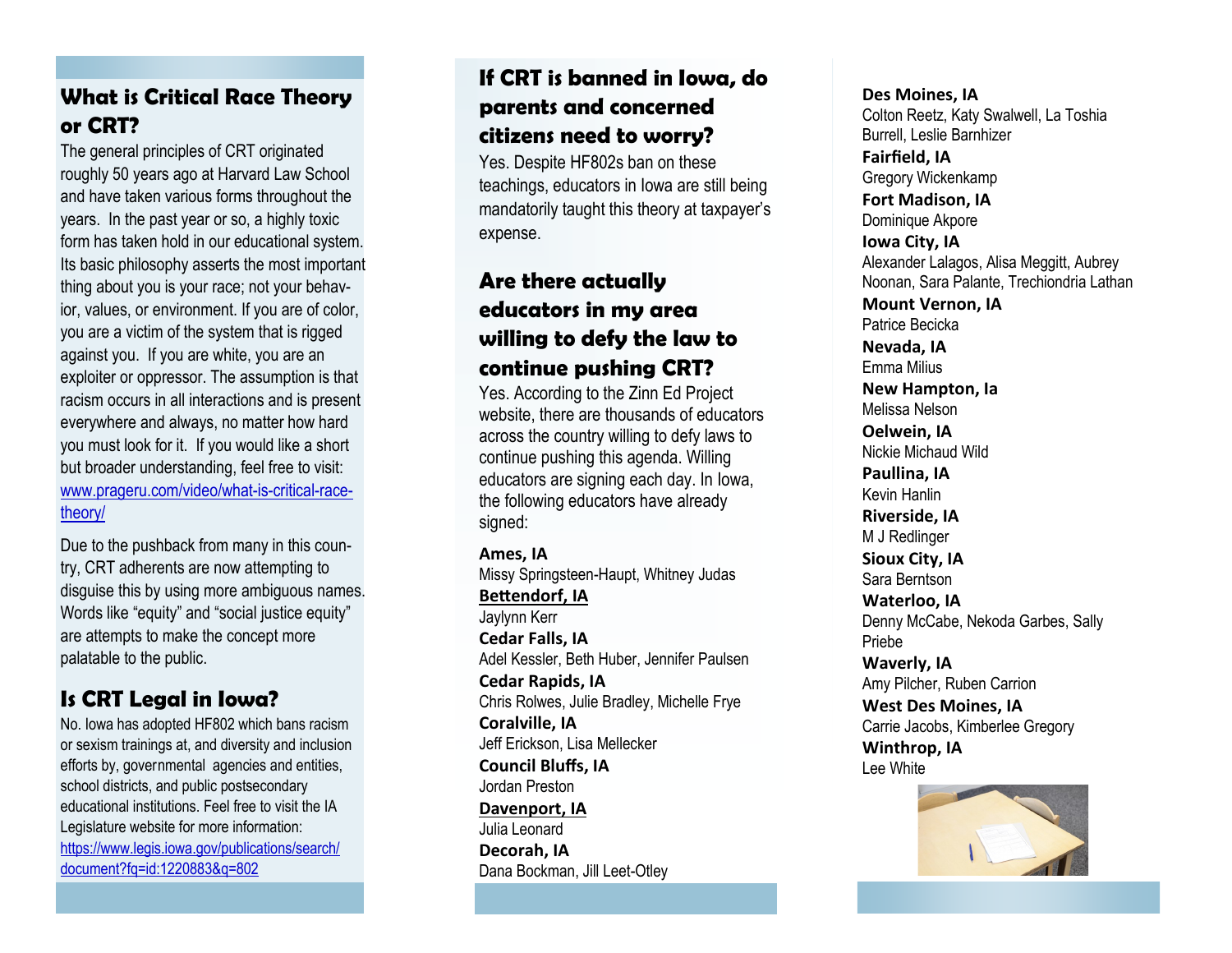## What is Critical Race Theory or CRT?

The general principles of CRT originated roughly 50 years ago at Harvard Law School and have taken various forms throughout the years. In the past year or so, a highly toxic form has taken hold in our educational system. Its basic philosophy asserts the most important thing about you is your race; not your behavior, values, or environment. If you are of color, you are a victim of the system that is rigged against you. If you are white, you are an exploiter or oppressor. The assumption is that racism occurs in all interactions and is present everywhere and always, no matter how hard you must look for it. If you would like a short but broader understanding, feel free to visit: [www.prageru.com/video/what-is-critical-race-theory/](www.prageru.com/video/what-is-critical-race-theory/)

Due to the pushback from many in this country, CRT adherents are now attempting to disguise this by using more ambiguous names. Words like "equity" and "social justice equity" are attempts to make the concept more palatable to the public.

## Is CRT Legal in Iowa?

No. Iowa has adopted HF802 which bans racism or sexism trainings at, and diversity and inclusion efforts by, governmental agencies and entities, school districts, and public postsecondary educational institutions. Feel free to visit the IA Legislature website for more information: [https://www.legis.iowa.gov/publications/search/document?fq=id:1220883&q=802](https://www.legis.iowa.gov/publications/search/document?fq=id:1220883&q=802)

## If CRT is banned in Iowa, do parents and concerned citizens need to worry?

Yes. Despite HF802s ban on these teachings, educators in Iowa are still being mandatorily taught this theory at taxpayer's expense.

## Are there actually educators in my area willing to defy the law to continue pushing CRT?

Yes. According to the Zinn Ed Project website, there are thousands of educators across the country willing to defy laws to continue pushing this agenda. Willing educators are signing each day. In Iowa, the following educators have already signed:

**Ames, IA**
Missy Springsteen-Haupt, Whitney Judas

**Bettendorf, IA**
Jaylynn Kerr

**Cedar Falls, IA**
Adel Kessler, Beth Huber, Jennifer Paulsen

**Cedar Rapids, IA**
Chris Rolwes, Julie Bradley, Michelle Frye

**Coralville, IA**
Jeff Erickson, Lisa Mellecker

**Council Bluffs, IA**
Jordan Preston

**Davenport, IA**
Julia Leonard

**Decorah, IA**
Dana Bockman, Jill Leet-Otley

**Des Moines, IA**
Colton Reetz, Katy Swalwell, La Toshia Burrell, Leslie Barnhizer

**Fairfield, IA**
Gregory Wickenkamp

**Fort Madison, IA**
Dominique Akpore

**Iowa City, IA**
Alexander Lalagos, Alisa Meggitt, Aubrey Noonan, Sara Palante, Trechiondria Lathan

**Mount Vernon, IA**
Patrice Becicka

**Nevada, IA**
Emma Milius

**New Hampton, Ia**
Melissa Nelson

**Oelwein, IA**
Nickie Michaud Wild

**Paullina, IA**
Kevin Hanlin

**Riverside, IA**
M J Redlinger

**Sioux City, IA**
Sara Berntson

**Waterloo, IA**
Denny McCabe, Nekoda Garbes, Sally Priebe

**Waverly, IA**
Amy Pilcher, Ruben Carrion

**West Des Moines, IA**
Carrie Jacobs, Kimberlee Gregory

**Winthrop, IA**
Lee White